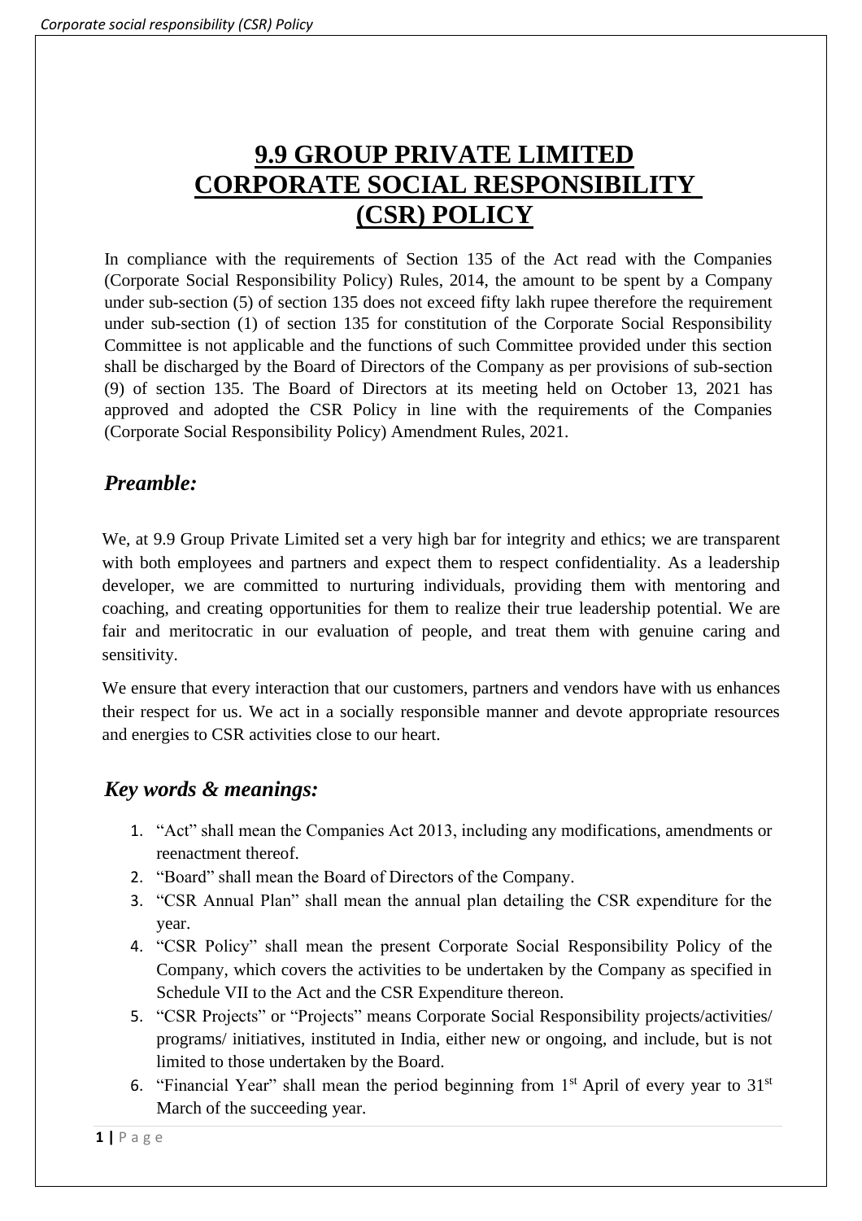# 9.9 GROUP PRIVATE LIMITED CORPORATE SOCIAL RESPONSIBILITY (CSR) POLICY

In compliance with the requirements of Section 135 of the Act read with the Companies (Corporate Social Responsibility Policy) Rules, 2014, the amount to be spent by a Company under sub-section (5) of section 135 does not exceed fifty lakh rupee therefore the requirement under sub-section (1) of section 135 for constitution of the Corporate Social Responsibility Committee is not applicable and the functions of such Committee provided under this section shall be discharged by the Board of Directors of the Company as per provisions of sub-section (9) of section 135. The Board of Directors at its meeting held on October 13, 2021 has approved and adopted the CSR Policy in line with the requirements of the Companies (Corporate Social Responsibility Policy) Amendment Rules, 2021.

## *Preamble:*

We, at 9.9 Group Private Limited set a very high bar for integrity and ethics; we are transparent with both employees and partners and expect them to respect confidentiality. As a leadership developer, we are committed to nurturing individuals, providing them with mentoring and coaching, and creating opportunities for them to realize their true leadership potential. We are fair and meritocratic in our evaluation of people, and treat them with genuine caring and sensitivity.

We ensure that every interaction that our customers, partners and vendors have with us enhances their respect for us. We act in a socially responsible manner and devote appropriate resources and energies to CSR activities close to our heart.

## *Key words & meanings:*

1. "Act" shall mean the Companies Act 2013, including any modifications, amendments or reenactment thereof.
2. "Board" shall mean the Board of Directors of the Company.
3. "CSR Annual Plan" shall mean the annual plan detailing the CSR expenditure for the year.
4. "CSR Policy" shall mean the present Corporate Social Responsibility Policy of the Company, which covers the activities to be undertaken by the Company as specified in Schedule VII to the Act and the CSR Expenditure thereon.
5. "CSR Projects" or "Projects" means Corporate Social Responsibility projects/activities/ programs/ initiatives, instituted in India, either new or ongoing, and include, but is not limited to those undertaken by the Board.
6. "Financial Year" shall mean the period beginning from 1st April of every year to 31st March of the succeeding year.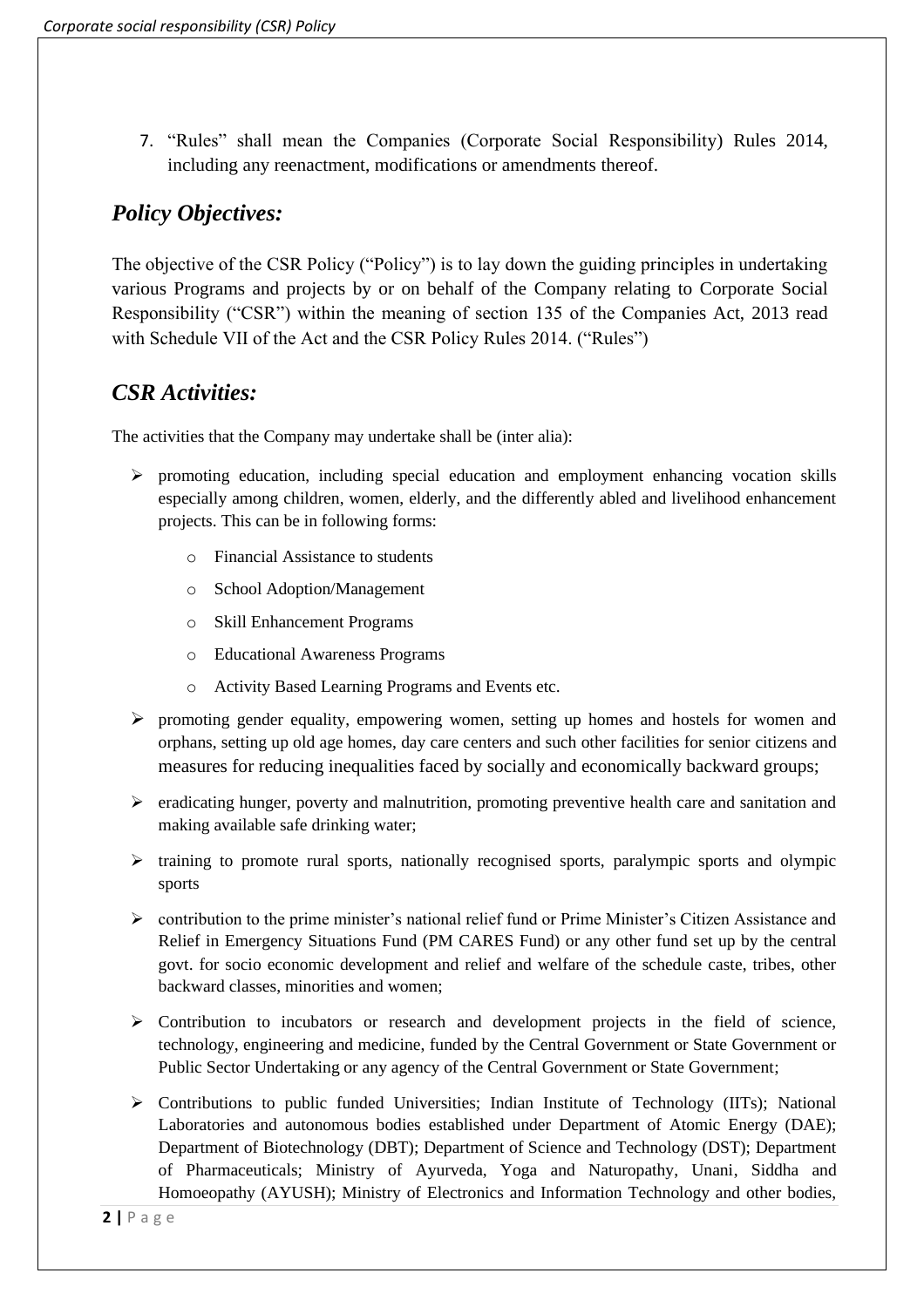7. "Rules" shall mean the Companies (Corporate Social Responsibility) Rules 2014, including any reenactment, modifications or amendments thereof.

## *Policy Objectives:*

The objective of the CSR Policy ("Policy") is to lay down the guiding principles in undertaking various Programs and projects by or on behalf of the Company relating to Corporate Social Responsibility ("CSR") within the meaning of section 135 of the Companies Act, 2013 read with Schedule VII of the Act and the CSR Policy Rules 2014. ("Rules")

## *CSR Activities:*

The activities that the Company may undertake shall be (inter alia):

- promoting education, including special education and employment enhancing vocation skills especially among children, women, elderly, and the differently abled and livelihood enhancement projects. This can be in following forms:
  - Financial Assistance to students
  - School Adoption/Management
  - Skill Enhancement Programs
  - Educational Awareness Programs
  - Activity Based Learning Programs and Events etc.
- promoting gender equality, empowering women, setting up homes and hostels for women and orphans, setting up old age homes, day care centers and such other facilities for senior citizens and measures for reducing inequalities faced by socially and economically backward groups;
- eradicating hunger, poverty and malnutrition, promoting preventive health care and sanitation and making available safe drinking water;
- training to promote rural sports, nationally recognised sports, paralympic sports and olympic sports
- contribution to the prime minister's national relief fund or Prime Minister's Citizen Assistance and Relief in Emergency Situations Fund (PM CARES Fund) or any other fund set up by the central govt. for socio economic development and relief and welfare of the schedule caste, tribes, other backward classes, minorities and women;
- Contribution to incubators or research and development projects in the field of science, technology, engineering and medicine, funded by the Central Government or State Government or Public Sector Undertaking or any agency of the Central Government or State Government;
- Contributions to public funded Universities; Indian Institute of Technology (IITs); National Laboratories and autonomous bodies established under Department of Atomic Energy (DAE); Department of Biotechnology (DBT); Department of Science and Technology (DST); Department of Pharmaceuticals; Ministry of Ayurveda, Yoga and Naturopathy, Unani, Siddha and Homoeopathy (AYUSH); Ministry of Electronics and Information Technology and other bodies,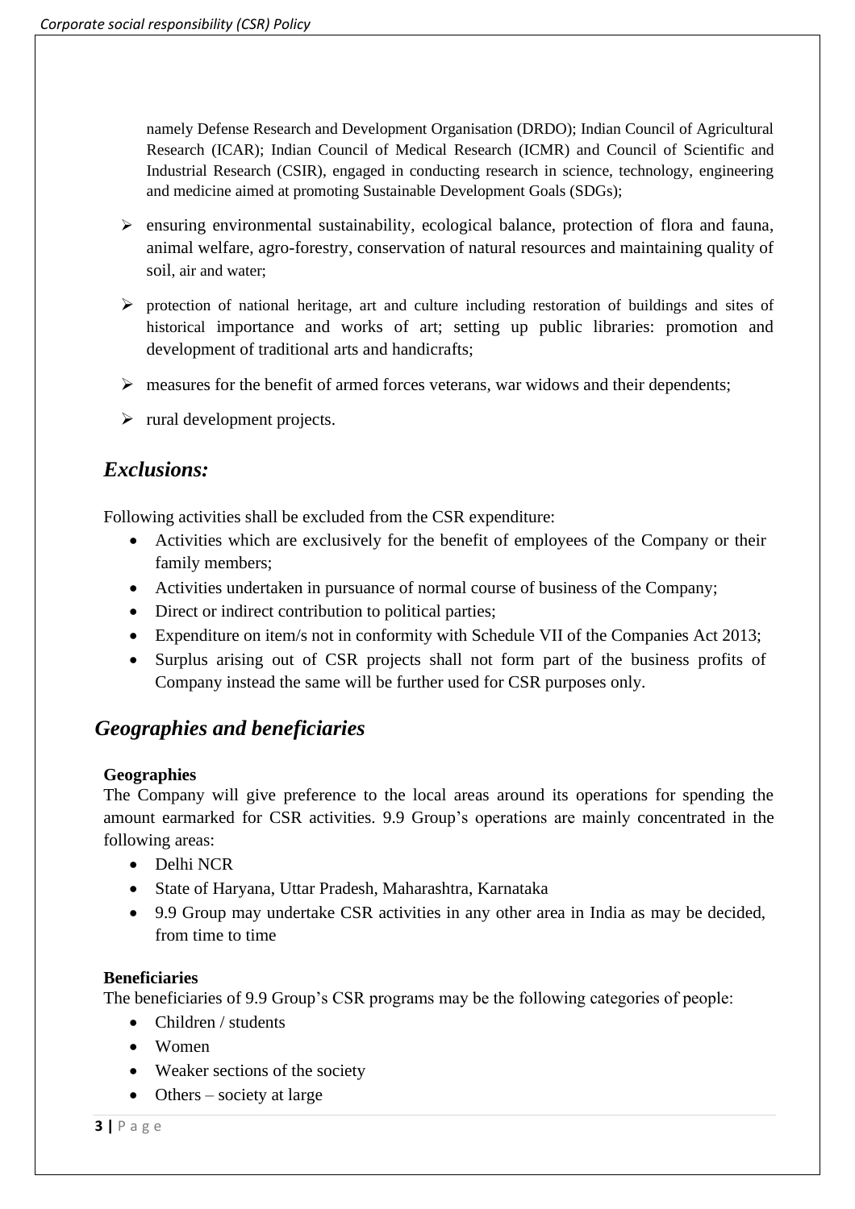namely Defense Research and Development Organisation (DRDO); Indian Council of Agricultural Research (ICAR); Indian Council of Medical Research (ICMR) and Council of Scientific and Industrial Research (CSIR), engaged in conducting research in science, technology, engineering and medicine aimed at promoting Sustainable Development Goals (SDGs);

- ensuring environmental sustainability, ecological balance, protection of flora and fauna, animal welfare, agro-forestry, conservation of natural resources and maintaining quality of soil, air and water;
- protection of national heritage, art and culture including restoration of buildings and sites of historical importance and works of art; setting up public libraries: promotion and development of traditional arts and handicrafts;
- measures for the benefit of armed forces veterans, war widows and their dependents;
- rural development projects.

## *Exclusions:*

Following activities shall be excluded from the CSR expenditure:

- Activities which are exclusively for the benefit of employees of the Company or their family members;
- Activities undertaken in pursuance of normal course of business of the Company;
- Direct or indirect contribution to political parties;
- Expenditure on item/s not in conformity with Schedule VII of the Companies Act 2013;
- Surplus arising out of CSR projects shall not form part of the business profits of Company instead the same will be further used for CSR purposes only.

## *Geographies and beneficiaries*

**Geographies**

The Company will give preference to the local areas around its operations for spending the amount earmarked for CSR activities. 9.9 Group's operations are mainly concentrated in the following areas:

- Delhi NCR
- State of Haryana, Uttar Pradesh, Maharashtra, Karnataka
- 9.9 Group may undertake CSR activities in any other area in India as may be decided, from time to time

**Beneficiaries**

The beneficiaries of 9.9 Group's CSR programs may be the following categories of people:

- Children / students
- Women
- Weaker sections of the society
- Others – society at large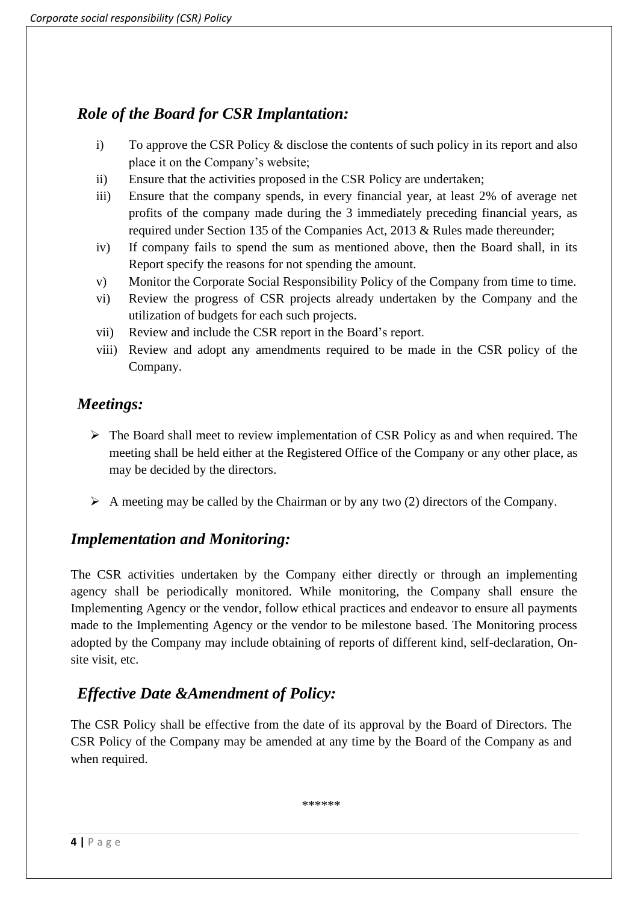## *Role of the Board for CSR Implantation:*

i) To approve the CSR Policy & disclose the contents of such policy in its report and also place it on the Company's website;

ii) Ensure that the activities proposed in the CSR Policy are undertaken;

iii) Ensure that the company spends, in every financial year, at least 2% of average net profits of the company made during the 3 immediately preceding financial years, as required under Section 135 of the Companies Act, 2013 & Rules made thereunder;

iv) If company fails to spend the sum as mentioned above, then the Board shall, in its Report specify the reasons for not spending the amount.

v) Monitor the Corporate Social Responsibility Policy of the Company from time to time.

vi) Review the progress of CSR projects already undertaken by the Company and the utilization of budgets for each such projects.

vii) Review and include the CSR report in the Board's report.

viii) Review and adopt any amendments required to be made in the CSR policy of the Company.

## *Meetings:*

- The Board shall meet to review implementation of CSR Policy as and when required. The meeting shall be held either at the Registered Office of the Company or any other place, as may be decided by the directors.

- A meeting may be called by the Chairman or by any two (2) directors of the Company.

## *Implementation and Monitoring:*

The CSR activities undertaken by the Company either directly or through an implementing agency shall be periodically monitored. While monitoring, the Company shall ensure the Implementing Agency or the vendor, follow ethical practices and endeavor to ensure all payments made to the Implementing Agency or the vendor to be milestone based. The Monitoring process adopted by the Company may include obtaining of reports of different kind, self-declaration, On-site visit, etc.

## *Effective Date &Amendment of Policy:*

The CSR Policy shall be effective from the date of its approval by the Board of Directors. The CSR Policy of the Company may be amended at any time by the Board of the Company as and when required.

******